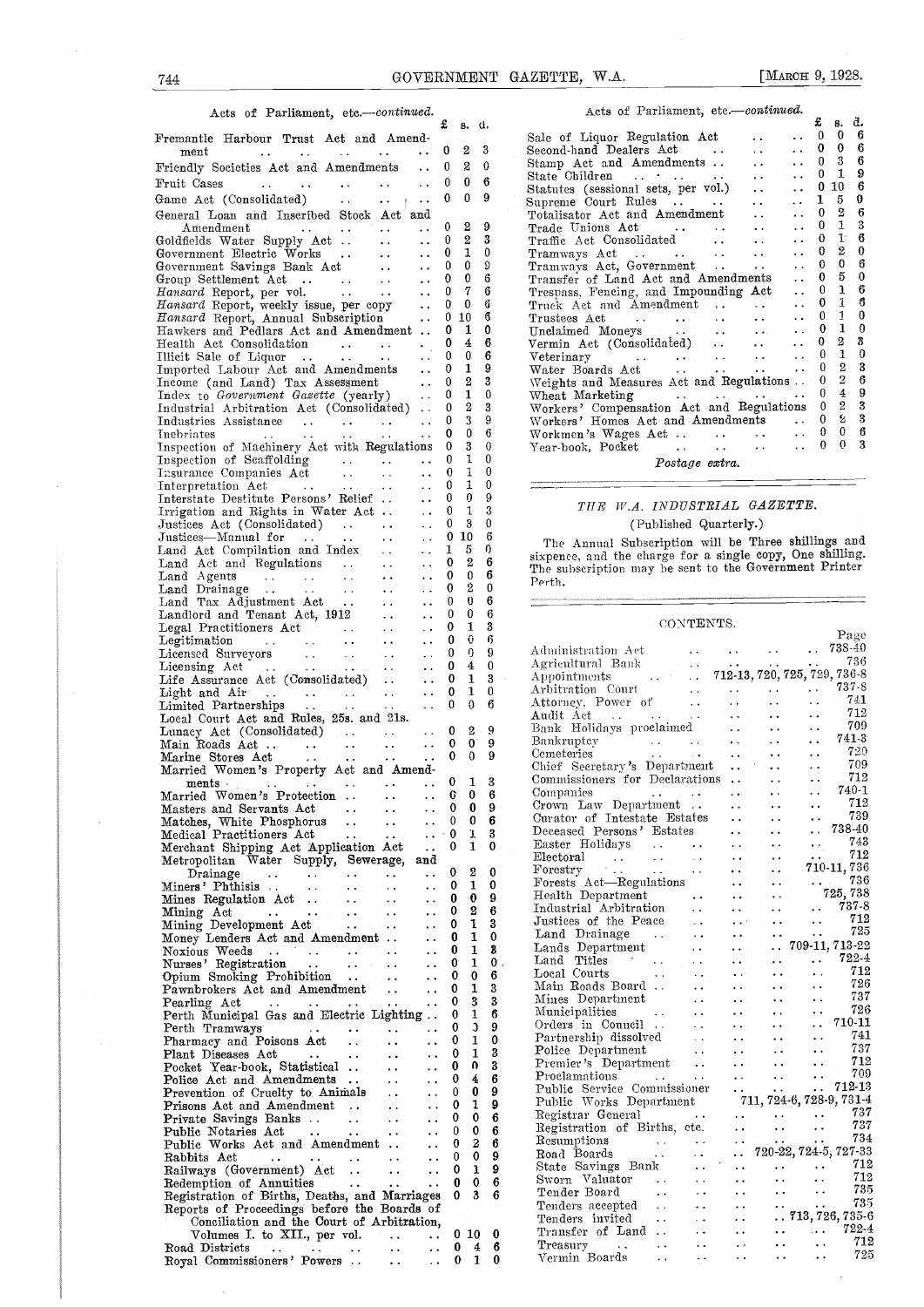Acts of Parliament, etc.—*continued.*

| | £ | s. | d. |
|---|---|---|---|
| Fremantle Harbour Trust Act and Amendment | 0 | 2 | 3 |
| Friendly Societies Act and Amendments | 0 | 2 | 0 |
| Fruit Cases | 0 | 0 | 6 |
| Game Act (Consolidated) | 0 | 0 | 9 |
| General Loan and Inscribed Stock Act and Amendment | 0 | 2 | 9 |
| Goldfields Water Supply Act | 0 | 2 | 3 |
| Government Electric Works | 0 | 1 | 0 |
| Government Savings Bank Act | 0 | 0 | 9 |
| Group Settlement Act | 0 | 0 | 6 |
| *Hansard* Report, per vol. | 0 | 7 | 6 |
| *Hansard* Report, weekly issue, per copy | 0 | 0 | 6 |
| *Hansard* Report, Annual Subscription | 0 | 10 | 6 |
| Hawkers and Pedlars Act and Amendment | 0 | 1 | 0 |
| Health Act Consolidation | 0 | 4 | 6 |
| Illicit Sale of Liquor | 0 | 0 | 6 |
| Imported Labour Act and Amendments | 0 | 1 | 9 |
| Income (and Land) Tax Assessment | 0 | 2 | 3 |
| Index to *Government Gazette* (yearly) | 0 | 1 | 0 |
| Industrial Arbitration Act (Consolidated) | 0 | 2 | 3 |
| Industries Assistance | 0 | 3 | 9 |
| Inebriates | 0 | 0 | 6 |
| Inspection of Machinery Act with Regulations | 0 | 3 | 0 |
| Inspection of Scaffolding | 0 | 1 | 0 |
| Insurance Companies Act | 0 | 1 | 0 |
| Interpretation Act | 0 | 1 | 0 |
| Interstate Destitute Persons' Relief | 0 | 0 | 9 |
| Irrigation and Rights in Water Act | 0 | 1 | 3 |
| Justices Act (Consolidated) | 0 | 3 | 0 |
| Justices—Manual for | 0 | 10 | 6 |
| Land Act Compilation and Index | 1 | 5 | 0 |
| Land Act and Regulations | 0 | 2 | 6 |
| Land Agents | 0 | 0 | 6 |
| Land Drainage | 0 | 2 | 0 |
| Land Tax Adjustment Act | 0 | 0 | 6 |
| Landlord and Tenant Act, 1912 | 0 | 0 | 6 |
| Legal Practitioners Act | 0 | 1 | 3 |
| Legitimation | 0 | 0 | 6 |
| Licensed Surveyors | 0 | 0 | 9 |
| Licensing Act | 0 | 4 | 0 |
| Life Assurance Act (Consolidated) | 0 | 1 | 3 |
| Light and Air | 0 | 1 | 0 |
| Limited Partnerships | 0 | 0 | 6 |
| Local Court Act and Rules, 25s. and 21s. | | | |
| Lunacy Act (Consolidated) | 0 | 2 | 9 |
| Main Roads Act | 0 | 0 | 9 |
| Marine Stores Act | 0 | 0 | 9 |
| Married Women's Property Act and Amendments | 0 | 1 | 3 |
| Married Women's Protection | 0 | 0 | 6 |
| Masters and Servants Act | 0 | 0 | 9 |
| Matches, White Phosphorus | 0 | 0 | 6 |
| Medical Practitioners Act | 0 | 1 | 3 |
| Merchant Shipping Act Application Act | 0 | 1 | 0 |
| Metropolitan Water Supply, Sewerage, and Drainage | 0 | 2 | 0 |
| Miners' Phthisis | 0 | 1 | 0 |
| Mines Regulation Act | 0 | 0 | 9 |
| Mining Act | 0 | 2 | 6 |
| Mining Development Act | 0 | 1 | 3 |
| Money Lenders Act and Amendment | 0 | 1 | 0 |
| Noxious Weeds | 0 | 1 | 3 |
| Nurses' Registration | 0 | 1 | 0 |
| Opium Smoking Prohibition | 0 | 0 | 6 |
| Pawnbrokers Act and Amendment | 0 | 1 | 3 |
| Pearling Act | 0 | 3 | 3 |
| Perth Municipal Gas and Electric Lighting | 0 | 1 | 6 |
| Perth Tramways | 0 | 0 | 9 |
| Pharmacy and Poisons Act | 0 | 1 | 0 |
| Plant Diseases Act | 0 | 1 | 3 |
| Pocket Year-book, Statistical | 0 | 0 | 3 |
| Police Act and Amendments | 0 | 4 | 6 |
| Prevention of Cruelty to Animals | 0 | 0 | 9 |
| Prisons Act and Amendment | 0 | 1 | 9 |
| Private Savings Banks | 0 | 0 | 6 |
| Public Notaries Act | 0 | 0 | 6 |
| Public Works Act and Amendment | 0 | 2 | 6 |
| Rabbits Act | 0 | 0 | 9 |
| Railways (Government) Act | 0 | 1 | 9 |
| Redemption of Annuities | 0 | 0 | 6 |
| Registration of Births, Deaths, and Marriages | 0 | 3 | 6 |
| Reports of Proceedings before the Boards of Conciliation and the Court of Arbitration, Volumes I. to XII., per vol. | 0 | 10 | 0 |
| Road Districts | 0 | 4 | 6 |
| Royal Commissioners' Powers | 0 | 1 | 0 |
| Sale of Liquor Regulation Act | 0 | 0 | 6 |
| Second-hand Dealers Act | 0 | 0 | 6 |
| Stamp Act and Amendments | 0 | 3 | 6 |
| State Children | 0 | 1 | 9 |
| Statutes (sessional sets, per vol.) | 0 | 10 | 6 |
| Supreme Court Rules | 1 | 5 | 0 |
| Totalisator Act and Amendment | 0 | 2 | 6 |
| Trade Unions Act | 0 | 1 | 3 |
| Traffic Act Consolidated | 0 | 1 | 6 |
| Tramways Act | 0 | 2 | 0 |
| Tramways Act, Government | 0 | 0 | 6 |
| Transfer of Land Act and Amendments | 0 | 5 | 0 |
| Trespass, Fencing, and Impounding Act | 0 | 1 | 6 |
| Truck Act and Amendment | 0 | 1 | 6 |
| Trustees Act | 0 | 1 | 0 |
| Unclaimed Moneys | 0 | 1 | 0 |
| Vermin Act (Consolidated) | 0 | 2 | 3 |
| Veterinary | 0 | 1 | 0 |
| Water Boards Act | 0 | 2 | 3 |
| Weights and Measures Act and Regulations | 0 | 2 | 6 |
| Wheat Marketing | 0 | 4 | 9 |
| Workers' Compensation Act and Regulations | 0 | 2 | 3 |
| Workers' Homes Act and Amendments | 0 | 2 | 3 |
| Workmen's Wages Act | 0 | 0 | 6 |
| Year-book, Pocket | 0 | 0 | 3 |

*Postage extra.*

## *THE W.A. INDUSTRIAL GAZETTE.*

(Published Quarterly.)

The Annual Subscription will be Three shillings and sixpence, and the charge for a single copy, One shilling. The subscription may be sent to the Government Printer Perth.

## CONTENTS.

| | Page |
|---|---|
| Administration Act | 738-40 |
| Agricultural Bank | 736 |
| Appointments | 712-13, 720, 725, 729, 736-8 |
| Arbitration Court | 737-8 |
| Attorney, Power of | 741 |
| Audit Act | 712 |
| Bank Holidays proclaimed | 709 |
| Bankruptcy | 741-3 |
| Cemeteries | 720 |
| Chief Secretary's Department | 709 |
| Commissioners for Declarations | 712 |
| Companies | 740-1 |
| Crown Law Department | 712 |
| Curator of Intestate Estates | 739 |
| Deceased Persons' Estates | 738-40 |
| Easter Holidays | 743 |
| Electoral | 712 |
| Forestry | 710-11, 736 |
| Forests Act—Regulations | 736 |
| Health Department | 725, 738 |
| Industrial Arbitration | 737-8 |
| Justices of the Peace | 712 |
| Land Drainage | 725 |
| Lands Department | 709-11, 713-22 |
| Land Titles | 722-4 |
| Local Courts | 712 |
| Main Roads Board | 726 |
| Mines Department | 737 |
| Municipalities | 726 |
| Orders in Council | 710-11 |
| Partnership dissolved | 741 |
| Police Department | 737 |
| Premier's Department | 712 |
| Proclamations | 709 |
| Public Service Commissioner | 712-13 |
| Public Works Department | 711, 724-6, 728-9, 731-4 |
| Registrar General | 737 |
| Registration of Births, etc. | 737 |
| Resumptions | 734 |
| Road Boards | 720-22, 724-5, 727-33 |
| State Savings Bank | 712 |
| Sworn Valuator | 712 |
| Tender Board | 735 |
| Tenders accepted | 735 |
| Tenders invited | 713, 726, 735-6 |
| Transfer of Land | 722-4 |
| Treasury | 712 |
| Vermin Boards | 725 |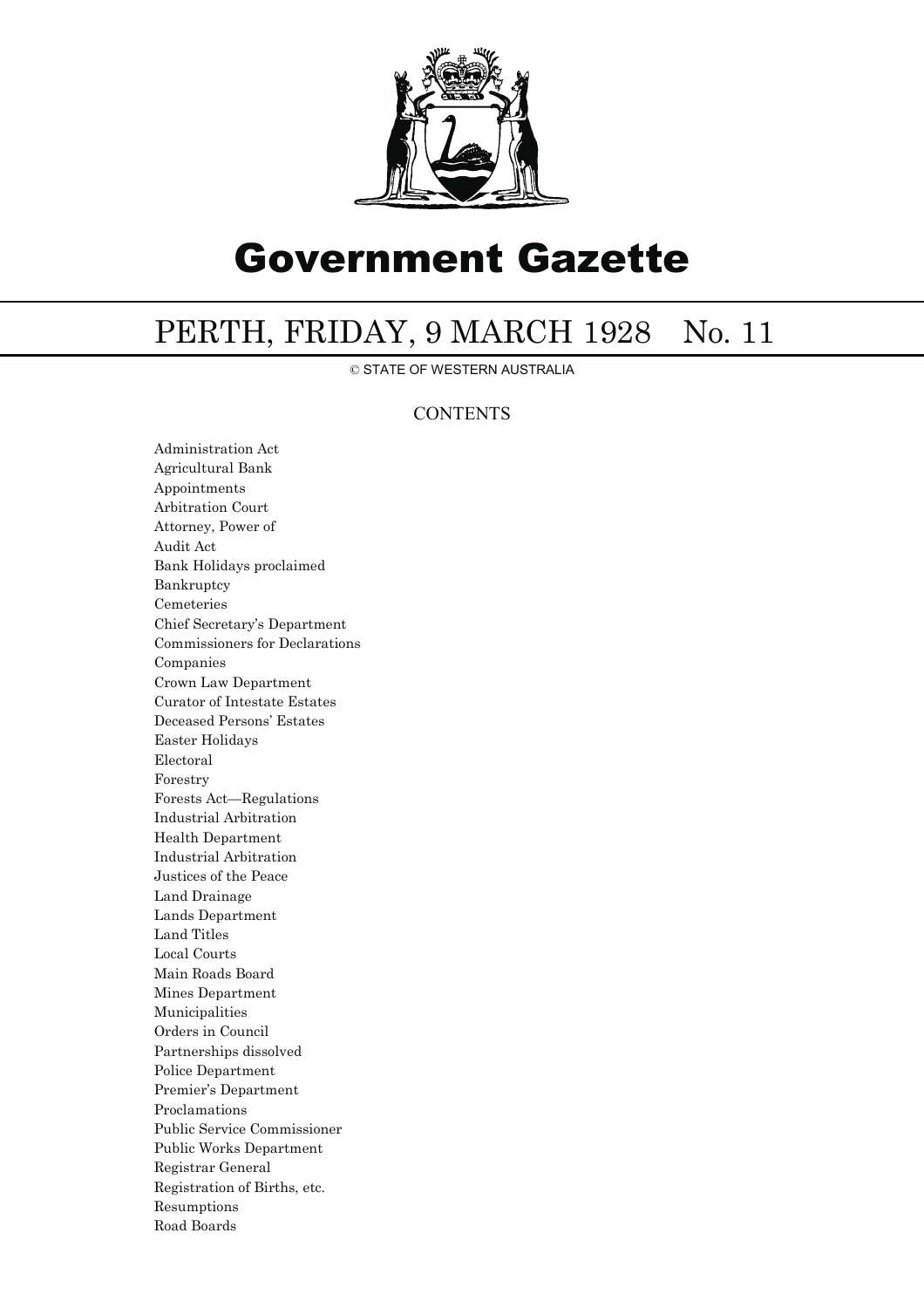# Government Gazette

## PERTH, FRIDAY, 9 MARCH 1928 No. 11

© STATE OF WESTERN AUSTRALIA

### CONTENTS

Administration Act
Agricultural Bank
Appointments
Arbitration Court
Attorney, Power of
Audit Act
Bank Holidays proclaimed
Bankruptcy
Cemeteries
Chief Secretary's Department
Commissioners for Declarations
Companies
Crown Law Department
Curator of Intestate Estates
Deceased Persons' Estates
Easter Holidays
Electoral
Forestry
Forests Act—Regulations
Industrial Arbitration
Health Department
Industrial Arbitration
Justices of the Peace
Land Drainage
Lands Department
Land Titles
Local Courts
Main Roads Board
Mines Department
Municipalities
Orders in Council
Partnerships dissolved
Police Department
Premier's Department
Proclamations
Public Service Commissioner
Public Works Department
Registrar General
Registration of Births, etc.
Resumptions
Road Boards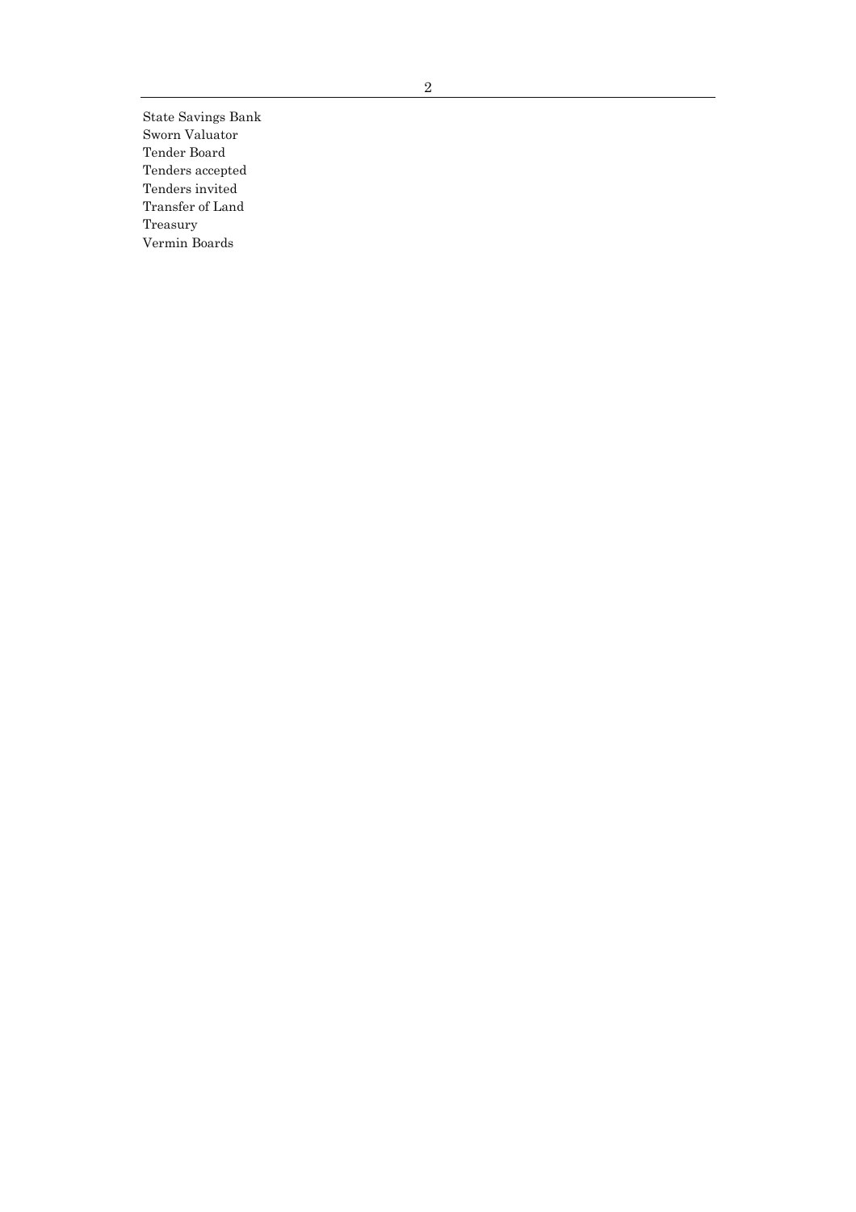State Savings Bank
Sworn Valuator
Tender Board
Tenders accepted
Tenders invited
Transfer of Land
Treasury
Vermin Boards